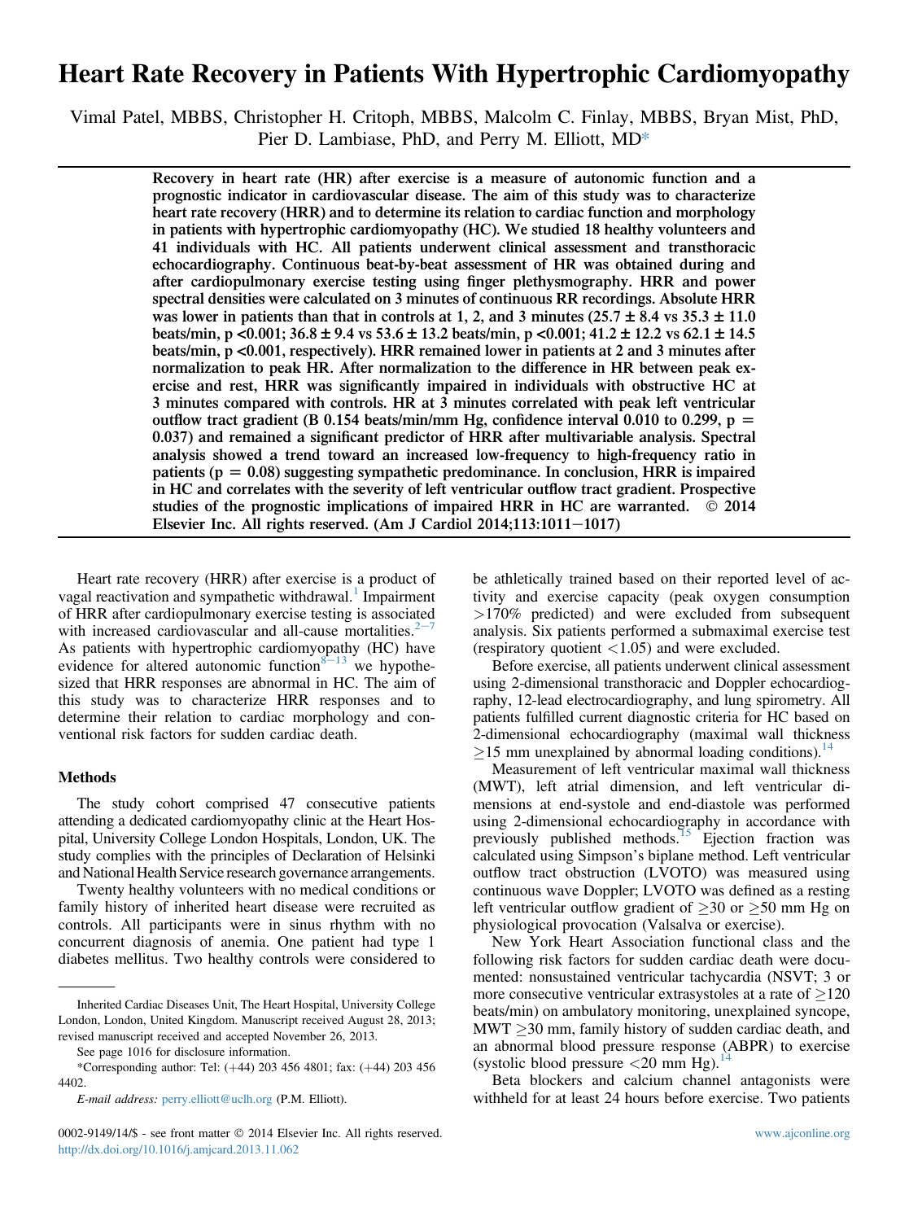# Heart Rate Recovery in Patients With Hypertrophic Cardiomyopathy

Vimal Patel, MBBS, Christopher H. Critoph, MBBS, Malcolm C. Finlay, MBBS, Bryan Mist, PhD, Pier D. Lambiase, PhD, and Perry M. Elliott, MD*

**Recovery in heart rate (HR) after exercise is a measure of autonomic function and a prognostic indicator in cardiovascular disease. The aim of this study was to characterize heart rate recovery (HRR) and to determine its relation to cardiac function and morphology in patients with hypertrophic cardiomyopathy (HC). We studied 18 healthy volunteers and 41 individuals with HC. All patients underwent clinical assessment and transthoracic echocardiography. Continuous beat-by-beat assessment of HR was obtained during and after cardiopulmonary exercise testing using finger plethysmography. HRR and power spectral densities were calculated on 3 minutes of continuous RR recordings. Absolute HRR was lower in patients than that in controls at 1, 2, and 3 minutes (25.7 ± 8.4 vs 35.3 ± 11.0 beats/min, p <0.001; 36.8 ± 9.4 vs 53.6 ± 13.2 beats/min, p <0.001; 41.2 ± 12.2 vs 62.1 ± 14.5 beats/min, p <0.001, respectively). HRR remained lower in patients at 2 and 3 minutes after normalization to peak HR. After normalization to the difference in HR between peak exercise and rest, HRR was significantly impaired in individuals with obstructive HC at 3 minutes compared with controls. HR at 3 minutes correlated with peak left ventricular outflow tract gradient (B 0.154 beats/min/mm Hg, confidence interval 0.010 to 0.299, p = 0.037) and remained a significant predictor of HRR after multivariable analysis. Spectral analysis showed a trend toward an increased low-frequency to high-frequency ratio in patients (p = 0.08) suggesting sympathetic predominance. In conclusion, HRR is impaired in HC and correlates with the severity of left ventricular outflow tract gradient. Prospective studies of the prognostic implications of impaired HRR in HC are warranted. © 2014 Elsevier Inc. All rights reserved. (Am J Cardiol 2014;113:1011–1017)**

Heart rate recovery (HRR) after exercise is a product of vagal reactivation and sympathetic withdrawal.[1] Impairment of HRR after cardiopulmonary exercise testing is associated with increased cardiovascular and all-cause mortalities.[2–7] As patients with hypertrophic cardiomyopathy (HC) have evidence for altered autonomic function[8–13] we hypothesized that HRR responses are abnormal in HC. The aim of this study was to characterize HRR responses and to determine their relation to cardiac morphology and conventional risk factors for sudden cardiac death.

## Methods

The study cohort comprised 47 consecutive patients attending a dedicated cardiomyopathy clinic at the Heart Hospital, University College London Hospitals, London, UK. The study complies with the principles of Declaration of Helsinki and National Health Service research governance arrangements.

Twenty healthy volunteers with no medical conditions or family history of inherited heart disease were recruited as controls. All participants were in sinus rhythm with no concurrent diagnosis of anemia. One patient had type 1 diabetes mellitus. Two healthy controls were considered to be athletically trained based on their reported level of activity and exercise capacity (peak oxygen consumption >170% predicted) and were excluded from subsequent analysis. Six patients performed a submaximal exercise test (respiratory quotient <1.05) and were excluded.

Before exercise, all patients underwent clinical assessment using 2-dimensional transthoracic and Doppler echocardiography, 12-lead electrocardiography, and lung spirometry. All patients fulfilled current diagnostic criteria for HC based on 2-dimensional echocardiography (maximal wall thickness ≥15 mm unexplained by abnormal loading conditions).[14]

Measurement of left ventricular maximal wall thickness (MWT), left atrial dimension, and left ventricular dimensions at end-systole and end-diastole was performed using 2-dimensional echocardiography in accordance with previously published methods.[15] Ejection fraction was calculated using Simpson's biplane method. Left ventricular outflow tract obstruction (LVOTO) was measured using continuous wave Doppler; LVOTO was defined as a resting left ventricular outflow gradient of ≥30 or ≥50 mm Hg on physiological provocation (Valsalva or exercise).

New York Heart Association functional class and the following risk factors for sudden cardiac death were documented: nonsustained ventricular tachycardia (NSVT; 3 or more consecutive ventricular extrasystoles at a rate of ≥120 beats/min) on ambulatory monitoring, unexplained syncope, MWT ≥30 mm, family history of sudden cardiac death, and an abnormal blood pressure response (ABPR) to exercise (systolic blood pressure <20 mm Hg).[14]

Beta blockers and calcium channel antagonists were withheld for at least 24 hours before exercise. Two patients

---

Inherited Cardiac Diseases Unit, The Heart Hospital, University College London, London, United Kingdom. Manuscript received August 28, 2013; revised manuscript received and accepted November 26, 2013.

See page 1016 for disclosure information.

*Corresponding author: Tel: (+44) 203 456 4801; fax: (+44) 203 456 4402.

*E-mail address:* perry.elliott@uclh.org (P.M. Elliott).

0002-9149/14/$ - see front matter © 2014 Elsevier Inc. All rights reserved.
http://dx.doi.org/10.1016/j.amjcard.2013.11.062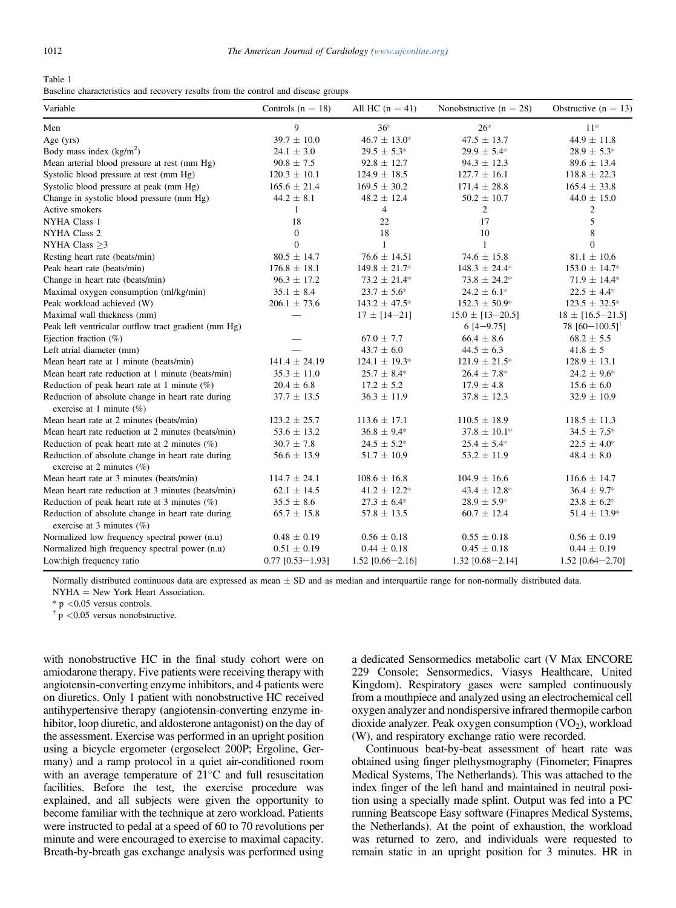Table 1
Baseline characteristics and recovery results from the control and disease groups

| Variable | Controls (n = 18) | All HC (n = 41) | Nonobstructive (n = 28) | Obstructive (n = 13) |
|---|---|---|---|---|
| Men | 9 | 36* | 26* | 11* |
| Age (yrs) | 39.7 ± 10.0 | 46.7 ± 13.0* | 47.5 ± 13.7 | 44.9 ± 11.8 |
| Body mass index (kg/m$^2$) | 24.1 ± 3.0 | 29.5 ± 5.3* | 29.9 ± 5.4* | 28.9 ± 5.3* |
| Mean arterial blood pressure at rest (mm Hg) | 90.8 ± 7.5 | 92.8 ± 12.7 | 94.3 ± 12.3 | 89.6 ± 13.4 |
| Systolic blood pressure at rest (mm Hg) | 120.3 ± 10.1 | 124.9 ± 18.5 | 127.7 ± 16.1 | 118.8 ± 22.3 |
| Systolic blood pressure at peak (mm Hg) | 165.6 ± 21.4 | 169.5 ± 30.2 | 171.4 ± 28.8 | 165.4 ± 33.8 |
| Change in systolic blood pressure (mm Hg) | 44.2 ± 8.1 | 48.2 ± 12.4 | 50.2 ± 10.7 | 44.0 ± 15.0 |
| Active smokers | 1 | 4 | 2 | 2 |
| NYHA Class 1 | 18 | 22 | 17 | 5 |
| NYHA Class 2 | 0 | 18 | 10 | 8 |
| NYHA Class ≥3 | 0 | 1 | 1 | 0 |
| Resting heart rate (beats/min) | 80.5 ± 14.7 | 76.6 ± 14.51 | 74.6 ± 15.8 | 81.1 ± 10.6 |
| Peak heart rate (beats/min) | 176.8 ± 18.1 | 149.8 ± 21.7* | 148.3 ± 24.4* | 153.0 ± 14.7* |
| Change in heart rate (beats/min) | 96.3 ± 17.2 | 73.2 ± 21.4* | 73.8 ± 24.2* | 71.9 ± 14.4* |
| Maximal oxygen consumption (ml/kg/min) | 35.1 ± 8.4 | 23.7 ± 5.6* | 24.2 ± 6.1* | 22.5 ± 4.4* |
| Peak workload achieved (W) | 206.1 ± 73.6 | 143.2 ± 47.5* | 152.3 ± 50.9* | 123.5 ± 32.5* |
| Maximal wall thickness (mm) | — | 17 ± [14−21] | 15.0 ± [13−20.5] | 18 ± [16.5−21.5] |
| Peak left ventricular outflow tract gradient (mm Hg) | | | 6 [4−9.75] | 78 [60−100.5][†] |
| Ejection fraction (%) | — | 67.0 ± 7.7 | 66.4 ± 8.6 | 68.2 ± 5.5 |
| Left atrial diameter (mm) | — | 43.7 ± 6.0 | 44.5 ± 6.3 | 41.8 ± 5 |
| Mean heart rate at 1 minute (beats/min) | 141.4 ± 24.19 | 124.1 ± 19.3* | 121.9 ± 21.5* | 128.9 ± 13.1 |
| Mean heart rate reduction at 1 minute (beats/min) | 35.3 ± 11.0 | 25.7 ± 8.4* | 26.4 ± 7.8* | 24.2 ± 9.6* |
| Reduction of peak heart rate at 1 minute (%) | 20.4 ± 6.8 | 17.2 ± 5.2 | 17.9 ± 4.8 | 15.6 ± 6.0 |
| Reduction of absolute change in heart rate during exercise at 1 minute (%) | 37.7 ± 13.5 | 36.3 ± 11.9 | 37.8 ± 12.3 | 32.9 ± 10.9 |
| Mean heart rate at 2 minutes (beats/min) | 123.2 ± 25.7 | 113.6 ± 17.1 | 110.5 ± 18.9 | 118.5 ± 11.3 |
| Mean heart rate reduction at 2 minutes (beats/min) | 53.6 ± 13.2 | 36.8 ± 9.4* | 37.8 ± 10.1* | 34.5 ± 7.5* |
| Reduction of peak heart rate at 2 minutes (%) | 30.7 ± 7.8 | 24.5 ± 5.2* | 25.4 ± 5.4* | 22.5 ± 4.0* |
| Reduction of absolute change in heart rate during exercise at 2 minutes (%) | 56.6 ± 13.9 | 51.7 ± 10.9 | 53.2 ± 11.9 | 48.4 ± 8.0 |
| Mean heart rate at 3 minutes (beats/min) | 114.7 ± 24.1 | 108.6 ± 16.8 | 104.9 ± 16.6 | 116.6 ± 14.7 |
| Mean heart rate reduction at 3 minutes (beats/min) | 62.1 ± 14.5 | 41.2 ± 12.2* | 43.4 ± 12.8* | 36.4 ± 9.7* |
| Reduction of peak heart rate at 3 minutes (%) | 35.5 ± 8.6 | 27.3 ± 6.4* | 28.9 ± 5.9* | 23.8 ± 6.2* |
| Reduction of absolute change in heart rate during exercise at 3 minutes (%) | 65.7 ± 15.8 | 57.8 ± 13.5 | 60.7 ± 12.4 | 51.4 ± 13.9* |
| Normalized low frequency spectral power (n.u) | 0.48 ± 0.19 | 0.56 ± 0.18 | 0.55 ± 0.18 | 0.56 ± 0.19 |
| Normalized high frequency spectral power (n.u) | 0.51 ± 0.19 | 0.44 ± 0.18 | 0.45 ± 0.18 | 0.44 ± 0.19 |
| Low:high frequency ratio | 0.77 [0.53−1.93] | 1.52 [0.66−2.16] | 1.32 [0.68−2.14] | 1.52 [0.64−2.70] |

Normally distributed continuous data are expressed as mean ± SD and as median and interquartile range for non-normally distributed data.

NYHA = New York Heart Association.

* p <0.05 versus controls.

† p <0.05 versus nonobstructive.

with nonobstructive HC in the final study cohort were on amiodarone therapy. Five patients were receiving therapy with angiotensin-converting enzyme inhibitors, and 4 patients were on diuretics. Only 1 patient with nonobstructive HC received antihypertensive therapy (angiotensin-converting enzyme inhibitor, loop diuretic, and aldosterone antagonist) on the day of the assessment. Exercise was performed in an upright position using a bicycle ergometer (ergoselect 200P; Ergoline, Germany) and a ramp protocol in a quiet air-conditioned room with an average temperature of 21°C and full resuscitation facilities. Before the test, the exercise procedure was explained, and all subjects were given the opportunity to become familiar with the technique at zero workload. Patients were instructed to pedal at a speed of 60 to 70 revolutions per minute and were encouraged to exercise to maximal capacity. Breath-by-breath gas exchange analysis was performed using a dedicated Sensormedics metabolic cart (V Max ENCORE 229 Console; Sensormedics, Viasys Healthcare, United Kingdom). Respiratory gases were sampled continuously from a mouthpiece and analyzed using an electrochemical cell oxygen analyzer and nondispersive infrared thermopile carbon dioxide analyzer. Peak oxygen consumption ($VO_2$), workload (W), and respiratory exchange ratio were recorded.

Continuous beat-by-beat assessment of heart rate was obtained using finger plethysmography (Finometer; Finapres Medical Systems, The Netherlands). This was attached to the index finger of the left hand and maintained in neutral position using a specially made splint. Output was fed into a PC running Beatscope Easy software (Finapres Medical Systems, the Netherlands). At the point of exhaustion, the workload was returned to zero, and individuals were requested to remain static in an upright position for 3 minutes. HR in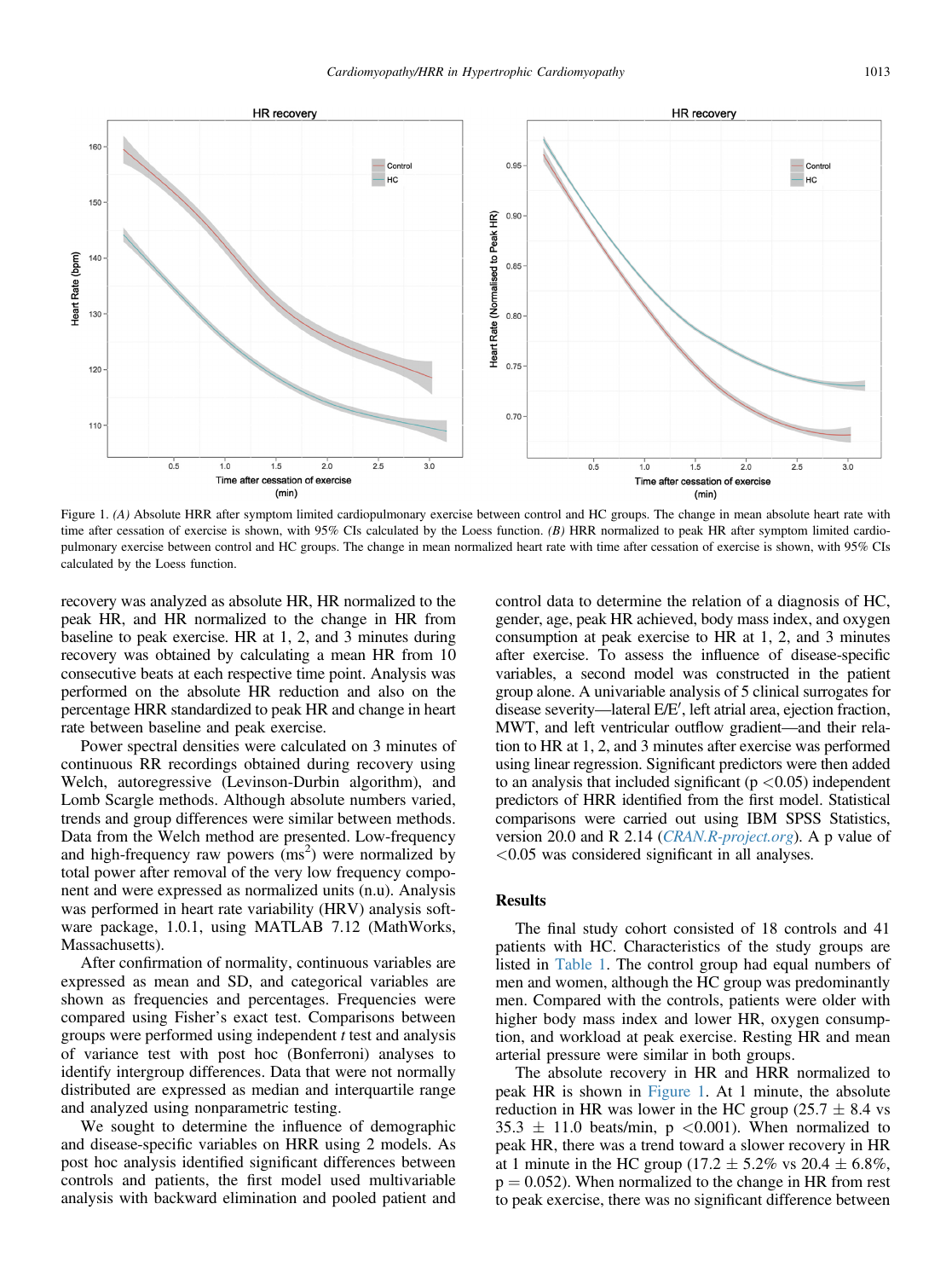Figure 1. *(A)* Absolute HRR after symptom limited cardiopulmonary exercise between control and HC groups. The change in mean absolute heart rate with time after cessation of exercise is shown, with 95% CIs calculated by the Loess function. *(B)* HRR normalized to peak HR after symptom limited cardiopulmonary exercise between control and HC groups. The change in mean normalized heart rate with time after cessation of exercise is shown, with 95% CIs calculated by the Loess function.

recovery was analyzed as absolute HR, HR normalized to the peak HR, and HR normalized to the change in HR from baseline to peak exercise. HR at 1, 2, and 3 minutes during recovery was obtained by calculating a mean HR from 10 consecutive beats at each respective time point. Analysis was performed on the absolute HR reduction and also on the percentage HRR standardized to peak HR and change in heart rate between baseline and peak exercise.

Power spectral densities were calculated on 3 minutes of continuous RR recordings obtained during recovery using Welch, autoregressive (Levinson-Durbin algorithm), and Lomb Scargle methods. Although absolute numbers varied, trends and group differences were similar between methods. Data from the Welch method are presented. Low-frequency and high-frequency raw powers ($ms^2$) were normalized by total power after removal of the very low frequency component and were expressed as normalized units (n.u). Analysis was performed in heart rate variability (HRV) analysis software package, 1.0.1, using MATLAB 7.12 (MathWorks, Massachusetts).

After confirmation of normality, continuous variables are expressed as mean and SD, and categorical variables are shown as frequencies and percentages. Frequencies were compared using Fisher's exact test. Comparisons between groups were performed using independent *t* test and analysis of variance test with post hoc (Bonferroni) analyses to identify intergroup differences. Data that were not normally distributed are expressed as median and interquartile range and analyzed using nonparametric testing.

We sought to determine the influence of demographic and disease-specific variables on HRR using 2 models. As post hoc analysis identified significant differences between controls and patients, the first model used multivariable analysis with backward elimination and pooled patient and control data to determine the relation of a diagnosis of HC, gender, age, peak HR achieved, body mass index, and oxygen consumption at peak exercise to HR at 1, 2, and 3 minutes after exercise. To assess the influence of disease-specific variables, a second model was constructed in the patient group alone. A univariable analysis of 5 clinical surrogates for disease severity—lateral E/E′, left atrial area, ejection fraction, MWT, and left ventricular outflow gradient—and their relation to HR at 1, 2, and 3 minutes after exercise was performed using linear regression. Significant predictors were then added to an analysis that included significant ($p < 0.05$) independent predictors of HRR identified from the first model. Statistical comparisons were carried out using IBM SPSS Statistics, version 20.0 and R 2.14 (*CRAN.R-project.org*). A p value of $< 0.05$ was considered significant in all analyses.

## Results

The final study cohort consisted of 18 controls and 41 patients with HC. Characteristics of the study groups are listed in Table 1. The control group had equal numbers of men and women, although the HC group was predominantly men. Compared with the controls, patients were older with higher body mass index and lower HR, oxygen consumption, and workload at peak exercise. Resting HR and mean arterial pressure were similar in both groups.

The absolute recovery in HR and HRR normalized to peak HR is shown in Figure 1. At 1 minute, the absolute reduction in HR was lower in the HC group (25.7 ± 8.4 vs 35.3 ± 11.0 beats/min, $p < 0.001$). When normalized to peak HR, there was a trend toward a slower recovery in HR at 1 minute in the HC group (17.2 ± 5.2% vs 20.4 ± 6.8%, $p = 0.052$). When normalized to the change in HR from rest to peak exercise, there was no significant difference between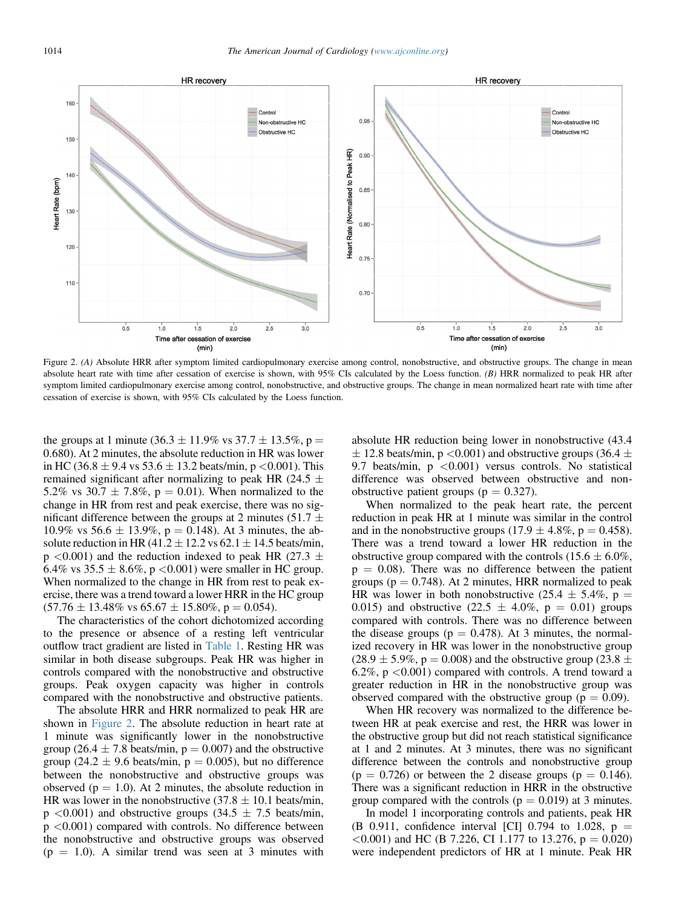Figure 2. *(A)* Absolute HRR after symptom limited cardiopulmonary exercise among control, nonobstructive, and obstructive groups. The change in mean absolute heart rate with time after cessation of exercise is shown, with 95% CIs calculated by the Loess function. *(B)* HRR normalized to peak HR after symptom limited cardiopulmonary exercise among control, nonobstructive, and obstructive groups. The change in mean normalized heart rate with time after cessation of exercise is shown, with 95% CIs calculated by the Loess function.

the groups at 1 minute (36.3 ± 11.9% vs 37.7 ± 13.5%, $p = 0.680$). At 2 minutes, the absolute reduction in HR was lower in HC (36.8 ± 9.4 vs 53.6 ± 13.2 beats/min, $p < 0.001$). This remained significant after normalizing to peak HR (24.5 ± 5.2% vs 30.7 ± 7.8%, $p = 0.01$). When normalized to the change in HR from rest and peak exercise, there was no significant difference between the groups at 2 minutes (51.7 ± 10.9% vs 56.6 ± 13.9%, $p = 0.148$). At 3 minutes, the absolute reduction in HR (41.2 ± 12.2 vs 62.1 ± 14.5 beats/min, $p < 0.001$) and the reduction indexed to peak HR (27.3 ± 6.4% vs 35.5 ± 8.6%, $p < 0.001$) were smaller in HC group. When normalized to the change in HR from rest to peak exercise, there was a trend toward a lower HRR in the HC group (57.76 ± 13.48% vs 65.67 ± 15.80%, $p = 0.054$).

The characteristics of the cohort dichotomized according to the presence or absence of a resting left ventricular outflow tract gradient are listed in Table 1. Resting HR was similar in both disease subgroups. Peak HR was higher in controls compared with the nonobstructive and obstructive groups. Peak oxygen capacity was higher in controls compared with the nonobstructive and obstructive patients.

The absolute HRR and HRR normalized to peak HR are shown in Figure 2. The absolute reduction in heart rate at 1 minute was significantly lower in the nonobstructive group (26.4 ± 7.8 beats/min, $p = 0.007$) and the obstructive group (24.2 ± 9.6 beats/min, $p = 0.005$), but no difference between the nonobstructive and obstructive groups was observed ($p = 1.0$). At 2 minutes, the absolute reduction in HR was lower in the nonobstructive (37.8 ± 10.1 beats/min, $p < 0.001$) and obstructive groups (34.5 ± 7.5 beats/min, $p < 0.001$) compared with controls. No difference between the nonobstructive and obstructive groups was observed ($p = 1.0$). A similar trend was seen at 3 minutes with absolute HR reduction being lower in nonobstructive (43.4 ± 12.8 beats/min, $p < 0.001$) and obstructive groups (36.4 ± 9.7 beats/min, $p < 0.001$) versus controls. No statistical difference was observed between obstructive and nonobstructive patient groups ($p = 0.327$).

When normalized to the peak heart rate, the percent reduction in peak HR at 1 minute was similar in the control and in the nonobstructive groups (17.9 ± 4.8%, $p = 0.458$). There was a trend toward a lower HR reduction in the obstructive group compared with the controls (15.6 ± 6.0%, $p = 0.08$). There was no difference between the patient groups ($p = 0.748$). At 2 minutes, HRR normalized to peak HR was lower in both nonobstructive (25.4 ± 5.4%, $p = 0.015$) and obstructive (22.5 ± 4.0%, $p = 0.01$) groups compared with controls. There was no difference between the disease groups ($p = 0.478$). At 3 minutes, the normalized recovery in HR was lower in the nonobstructive group (28.9 ± 5.9%, $p = 0.008$) and the obstructive group (23.8 ± 6.2%, $p < 0.001$) compared with controls. A trend toward a greater reduction in HR in the nonobstructive group was observed compared with the obstructive group ($p = 0.09$).

When HR recovery was normalized to the difference between HR at peak exercise and rest, the HRR was lower in the obstructive group but did not reach statistical significance at 1 and 2 minutes. At 3 minutes, there was no significant difference between the controls and nonobstructive group ($p = 0.726$) or between the 2 disease groups ($p = 0.146$). There was a significant reduction in HRR in the obstructive group compared with the controls ($p = 0.019$) at 3 minutes.

In model 1 incorporating controls and patients, peak HR (B 0.911, confidence interval [CI] 0.794 to 1.028, $p = < 0.001$) and HC (B 7.226, CI 1.177 to 13.276, $p = 0.020$) were independent predictors of HR at 1 minute. Peak HR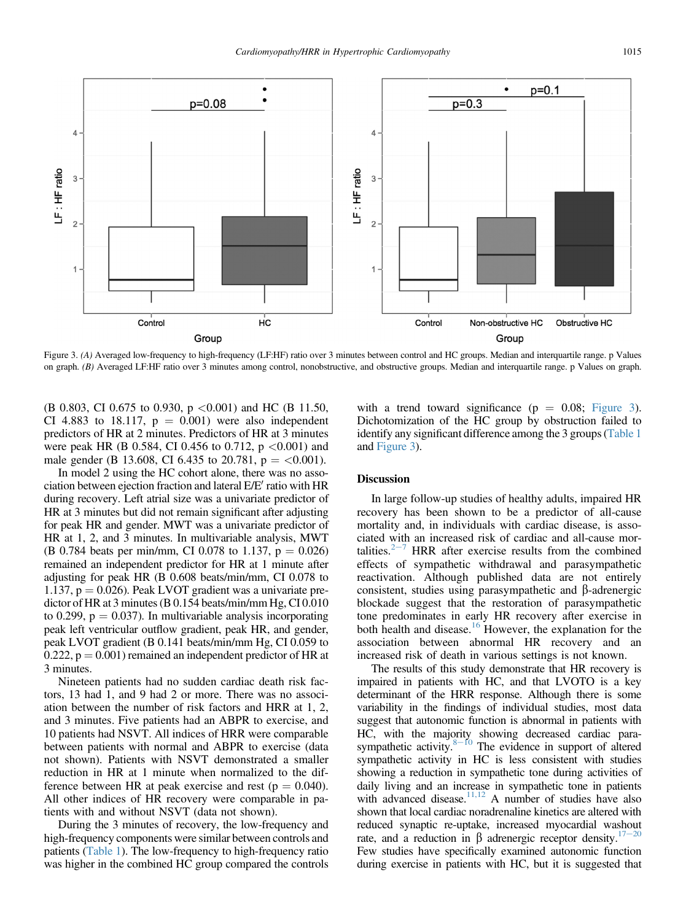Figure 3. *(A)* Averaged low-frequency to high-frequency (LF:HF) ratio over 3 minutes between control and HC groups. Median and interquartile range. p Values on graph. *(B)* Averaged LF:HF ratio over 3 minutes among control, nonobstructive, and obstructive groups. Median and interquartile range. p Values on graph.

(B 0.803, CI 0.675 to 0.930, p <0.001) and HC (B 11.50, CI 4.883 to 18.117, p = 0.001) were also independent predictors of HR at 2 minutes. Predictors of HR at 3 minutes were peak HR (B 0.584, CI 0.456 to 0.712, p <0.001) and male gender (B 13.608, CI 6.435 to 20.781, p = <0.001).

In model 2 using the HC cohort alone, there was no association between ejection fraction and lateral E/E′ ratio with HR during recovery. Left atrial size was a univariate predictor of HR at 3 minutes but did not remain significant after adjusting for peak HR and gender. MWT was a univariate predictor of HR at 1, 2, and 3 minutes. In multivariable analysis, MWT (B 0.784 beats per min/mm, CI 0.078 to 1.137, p = 0.026) remained an independent predictor for HR at 1 minute after adjusting for peak HR (B 0.608 beats/min/mm, CI 0.078 to 1.137, p = 0.026). Peak LVOT gradient was a univariate predictor of HR at 3 minutes (B 0.154 beats/min/mm Hg, CI 0.010 to 0.299, p = 0.037). In multivariable analysis incorporating peak left ventricular outflow gradient, peak HR, and gender, peak LVOT gradient (B 0.141 beats/min/mm Hg, CI 0.059 to 0.222, p = 0.001) remained an independent predictor of HR at 3 minutes.

Nineteen patients had no sudden cardiac death risk factors, 13 had 1, and 9 had 2 or more. There was no association between the number of risk factors and HRR at 1, 2, and 3 minutes. Five patients had an ABPR to exercise, and 10 patients had NSVT. All indices of HRR were comparable between patients with normal and ABPR to exercise (data not shown). Patients with NSVT demonstrated a smaller reduction in HR at 1 minute when normalized to the difference between HR at peak exercise and rest (p = 0.040). All other indices of HR recovery were comparable in patients with and without NSVT (data not shown).

During the 3 minutes of recovery, the low-frequency and high-frequency components were similar between controls and patients (Table 1). The low-frequency to high-frequency ratio was higher in the combined HC group compared the controls with a trend toward significance (p = 0.08; Figure 3). Dichotomization of the HC group by obstruction failed to identify any significant difference among the 3 groups (Table 1 and Figure 3).

## Discussion

In large follow-up studies of healthy adults, impaired HR recovery has been shown to be a predictor of all-cause mortality and, in individuals with cardiac disease, is associated with an increased risk of cardiac and all-cause mortalities.[2–7] HRR after exercise results from the combined effects of sympathetic withdrawal and parasympathetic reactivation. Although published data are not entirely consistent, studies using parasympathetic and β-adrenergic blockade suggest that the restoration of parasympathetic tone predominates in early HR recovery after exercise in both health and disease.[16] However, the explanation for the association between abnormal HR recovery and an increased risk of death in various settings is not known.

The results of this study demonstrate that HR recovery is impaired in patients with HC, and that LVOTO is a key determinant of the HRR response. Although there is some variability in the findings of individual studies, most data suggest that autonomic function is abnormal in patients with HC, with the majority showing decreased cardiac parasympathetic activity.[8–10] The evidence in support of altered sympathetic activity in HC is less consistent with studies showing a reduction in sympathetic tone during activities of daily living and an increase in sympathetic tone in patients with advanced disease.[11,12] A number of studies have also shown that local cardiac noradrenaline kinetics are altered with reduced synaptic re-uptake, increased myocardial washout rate, and a reduction in β adrenergic receptor density.[17–20] Few studies have specifically examined autonomic function during exercise in patients with HC, but it is suggested that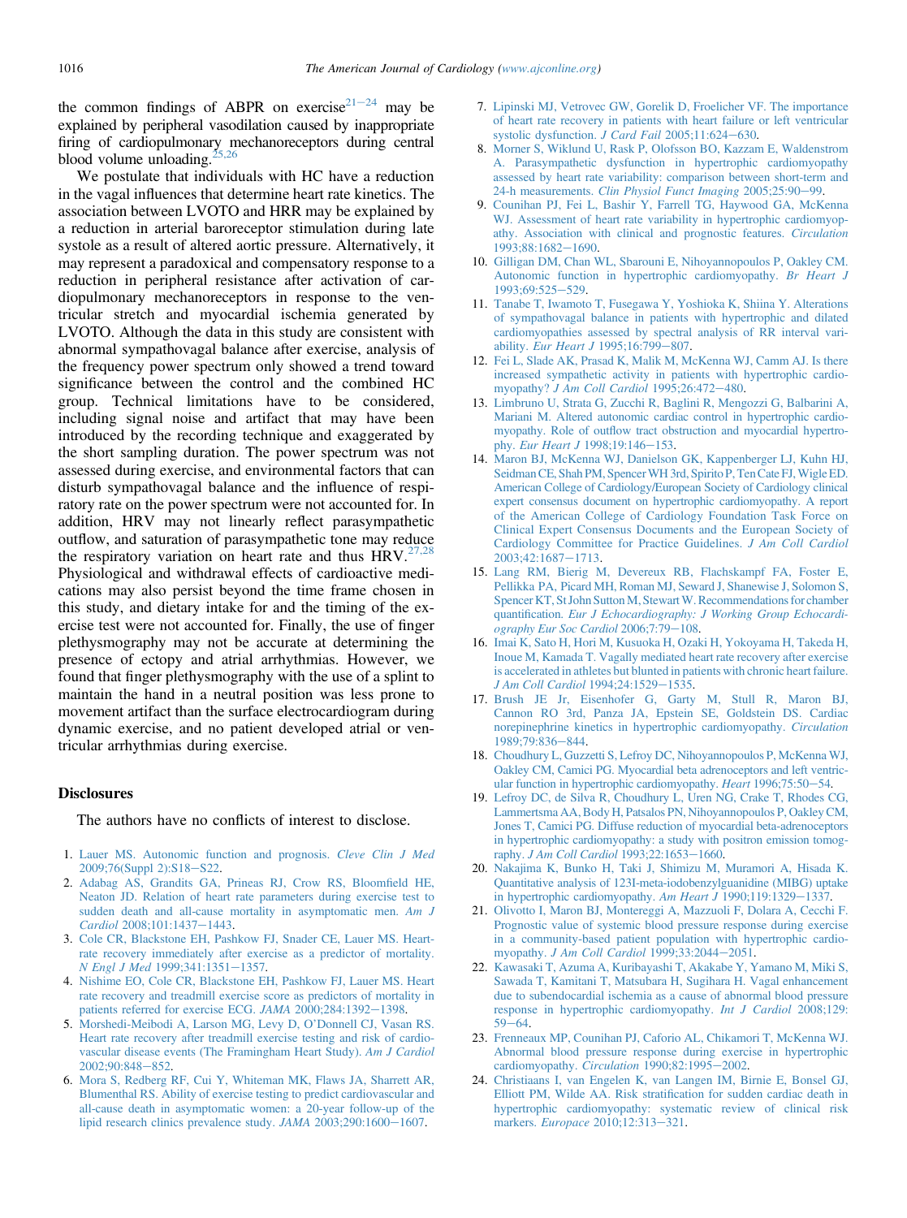the common findings of ABPR on exercise[21–24] may be explained by peripheral vasodilation caused by inappropriate firing of cardiopulmonary mechanoreceptors during central blood volume unloading.[25,26]

We postulate that individuals with HC have a reduction in the vagal influences that determine heart rate kinetics. The association between LVOTO and HRR may be explained by a reduction in arterial baroreceptor stimulation during late systole as a result of altered aortic pressure. Alternatively, it may represent a paradoxical and compensatory response to a reduction in peripheral resistance after activation of cardiopulmonary mechanoreceptors in response to the ventricular stretch and myocardial ischemia generated by LVOTO. Although the data in this study are consistent with abnormal sympathovagal balance after exercise, analysis of the frequency power spectrum only showed a trend toward significance between the control and the combined HC group. Technical limitations have to be considered, including signal noise and artifact that may have been introduced by the recording technique and exaggerated by the short sampling duration. The power spectrum was not assessed during exercise, and environmental factors that can disturb sympathovagal balance and the influence of respiratory rate on the power spectrum were not accounted for. In addition, HRV may not linearly reflect parasympathetic outflow, and saturation of parasympathetic tone may reduce the respiratory variation on heart rate and thus HRV.[27,28] Physiological and withdrawal effects of cardioactive medications may also persist beyond the time frame chosen in this study, and dietary intake for and the timing of the exercise test were not accounted for. Finally, the use of finger plethysmography may not be accurate at determining the presence of ectopy and atrial arrhythmias. However, we found that finger plethysmography with the use of a splint to maintain the hand in a neutral position was less prone to movement artifact than the surface electrocardiogram during dynamic exercise, and no patient developed atrial or ventricular arrhythmias during exercise.

## Disclosures

The authors have no conflicts of interest to disclose.

1. Lauer MS. Autonomic function and prognosis. *Cleve Clin J Med* 2009;76(Suppl 2):S18–S22.
2. Adabag AS, Grandits GA, Prineas RJ, Crow RS, Bloomfield HE, Neaton JD. Relation of heart rate parameters during exercise test to sudden death and all-cause mortality in asymptomatic men. *Am J Cardiol* 2008;101:1437–1443.
3. Cole CR, Blackstone EH, Pashkow FJ, Snader CE, Lauer MS. Heart-rate recovery immediately after exercise as a predictor of mortality. *N Engl J Med* 1999;341:1351–1357.
4. Nishime EO, Cole CR, Blackstone EH, Pashkow FJ, Lauer MS. Heart rate recovery and treadmill exercise score as predictors of mortality in patients referred for exercise ECG. *JAMA* 2000;284:1392–1398.
5. Morshedi-Meibodi A, Larson MG, Levy D, O'Donnell CJ, Vasan RS. Heart rate recovery after treadmill exercise testing and risk of cardiovascular disease events (The Framingham Heart Study). *Am J Cardiol* 2002;90:848–852.
6. Mora S, Redberg RF, Cui Y, Whiteman MK, Flaws JA, Sharrett AR, Blumenthal RS. Ability of exercise testing to predict cardiovascular and all-cause death in asymptomatic women: a 20-year follow-up of the lipid research clinics prevalence study. *JAMA* 2003;290:1600–1607.
7. Lipinski MJ, Vetrovec GW, Gorelik D, Froelicher VF. The importance of heart rate recovery in patients with heart failure or left ventricular systolic dysfunction. *J Card Fail* 2005;11:624–630.
8. Morner S, Wiklund U, Rask P, Olofsson BO, Kazzam E, Waldenstrom A. Parasympathetic dysfunction in hypertrophic cardiomyopathy assessed by heart rate variability: comparison between short-term and 24-h measurements. *Clin Physiol Funct Imaging* 2005;25:90–99.
9. Counihan PJ, Fei L, Bashir Y, Farrell TG, Haywood GA, McKenna WJ. Assessment of heart rate variability in hypertrophic cardiomyopathy. Association with clinical and prognostic features. *Circulation* 1993;88:1682–1690.
10. Gilligan DM, Chan WL, Sbarouni E, Nihoyannopoulos P, Oakley CM. Autonomic function in hypertrophic cardiomyopathy. *Br Heart J* 1993;69:525–529.
11. Tanabe T, Iwamoto T, Fusegawa Y, Yoshioka K, Shiina Y. Alterations of sympathovagal balance in patients with hypertrophic and dilated cardiomyopathies assessed by spectral analysis of RR interval variability. *Eur Heart J* 1995;16:799–807.
12. Fei L, Slade AK, Prasad K, Malik M, McKenna WJ, Camm AJ. Is there increased sympathetic activity in patients with hypertrophic cardiomyopathy? *J Am Coll Cardiol* 1995;26:472–480.
13. Limbruno U, Strata G, Zucchi R, Baglini R, Mengozzi G, Balbarini A, Mariani M. Altered autonomic cardiac control in hypertrophic cardiomyopathy. Role of outflow tract obstruction and myocardial hypertrophy. *Eur Heart J* 1998;19:146–153.
14. Maron BJ, McKenna WJ, Danielson GK, Kappenberger LJ, Kuhn HJ, Seidman CE, Shah PM, Spencer WH 3rd, Spirito P, Ten Cate FJ, Wigle ED. American College of Cardiology/European Society of Cardiology clinical expert consensus document on hypertrophic cardiomyopathy. A report of the American College of Cardiology Foundation Task Force on Clinical Expert Consensus Documents and the European Society of Cardiology Committee for Practice Guidelines. *J Am Coll Cardiol* 2003;42:1687–1713.
15. Lang RM, Bierig M, Devereux RB, Flachskampf FA, Foster E, Pellikka PA, Picard MH, Roman MJ, Seward J, Shanewise J, Solomon S, Spencer KT, St John Sutton M, Stewart W. Recommendations for chamber quantification. *Eur J Echocardiography: J Working Group Echocardiography Eur Soc Cardiol* 2006;7:79–108.
16. Imai K, Sato H, Hori M, Kusuoka H, Ozaki H, Yokoyama H, Takeda H, Inoue M, Kamada T. Vagally mediated heart rate recovery after exercise is accelerated in athletes but blunted in patients with chronic heart failure. *J Am Coll Cardiol* 1994;24:1529–1535.
17. Brush JE Jr, Eisenhofer G, Garty M, Stull R, Maron BJ, Cannon RO 3rd, Panza JA, Epstein SE, Goldstein DS. Cardiac norepinephrine kinetics in hypertrophic cardiomyopathy. *Circulation* 1989;79:836–844.
18. Choudhury L, Guzzetti S, Lefroy DC, Nihoyannopoulos P, McKenna WJ, Oakley CM, Camici PG. Myocardial beta adrenoceptors and left ventricular function in hypertrophic cardiomyopathy. *Heart* 1996;75:50–54.
19. Lefroy DC, de Silva R, Choudhury L, Uren NG, Crake T, Rhodes CG, Lammertsma AA, Body H, Patsalos PN, Nihoyannopoulos P, Oakley CM, Jones T, Camici PG. Diffuse reduction of myocardial beta-adrenoceptors in hypertrophic cardiomyopathy: a study with positron emission tomography. *J Am Coll Cardiol* 1993;22:1653–1660.
20. Nakajima K, Bunko H, Taki J, Shimizu M, Muramori A, Hisada K. Quantitative analysis of 123I-meta-iodobenzylguanidine (MIBG) uptake in hypertrophic cardiomyopathy. *Am Heart J* 1990;119:1329–1337.
21. Olivotto I, Maron BJ, Montereggi A, Mazzuoli F, Dolara A, Cecchi F. Prognostic value of systemic blood pressure response during exercise in a community-based patient population with hypertrophic cardiomyopathy. *J Am Coll Cardiol* 1999;33:2044–2051.
22. Kawasaki T, Azuma A, Kuribayashi T, Akakabe Y, Yamano M, Miki S, Sawada T, Kamitani T, Matsubara H, Sugihara H. Vagal enhancement due to subendocardial ischemia as a cause of abnormal blood pressure response in hypertrophic cardiomyopathy. *Int J Cardiol* 2008;129:59–64.
23. Frenneaux MP, Counihan PJ, Caforio AL, Chikamori T, McKenna WJ. Abnormal blood pressure response during exercise in hypertrophic cardiomyopathy. *Circulation* 1990;82:1995–2002.
24. Christiaans I, van Engelen K, van Langen IM, Birnie E, Bonsel GJ, Elliott PM, Wilde AA. Risk stratification for sudden cardiac death in hypertrophic cardiomyopathy: systematic review of clinical risk markers. *Europace* 2010;12:313–321.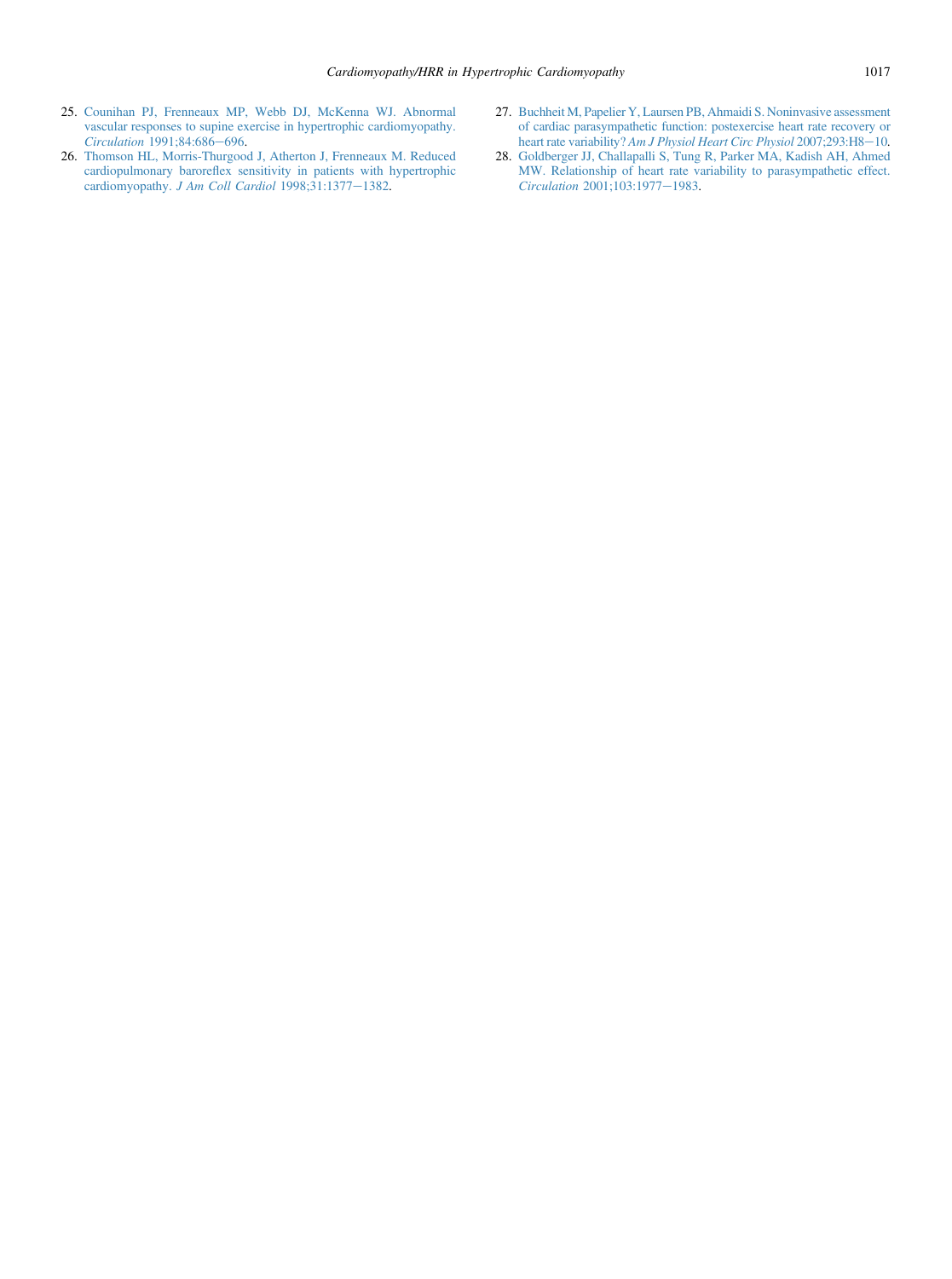25. Counihan PJ, Frenneaux MP, Webb DJ, McKenna WJ. Abnormal vascular responses to supine exercise in hypertrophic cardiomyopathy. *Circulation* 1991;84:686–696.
26. Thomson HL, Morris-Thurgood J, Atherton J, Frenneaux M. Reduced cardiopulmonary baroreflex sensitivity in patients with hypertrophic cardiomyopathy. *J Am Coll Cardiol* 1998;31:1377–1382.
27. Buchheit M, Papelier Y, Laursen PB, Ahmaidi S. Noninvasive assessment of cardiac parasympathetic function: postexercise heart rate recovery or heart rate variability? *Am J Physiol Heart Circ Physiol* 2007;293:H8–10.
28. Goldberger JJ, Challapalli S, Tung R, Parker MA, Kadish AH, Ahmed MW. Relationship of heart rate variability to parasympathetic effect. *Circulation* 2001;103:1977–1983.